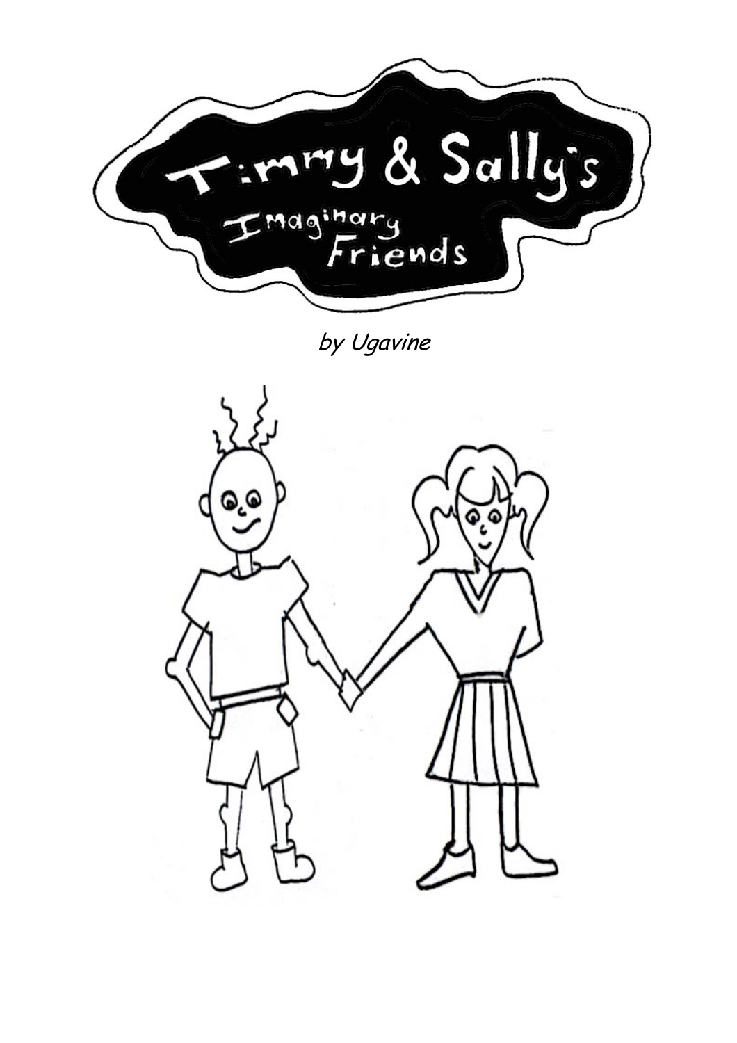# Timmy & Sally's Imaginary Friends

*by Ugavine*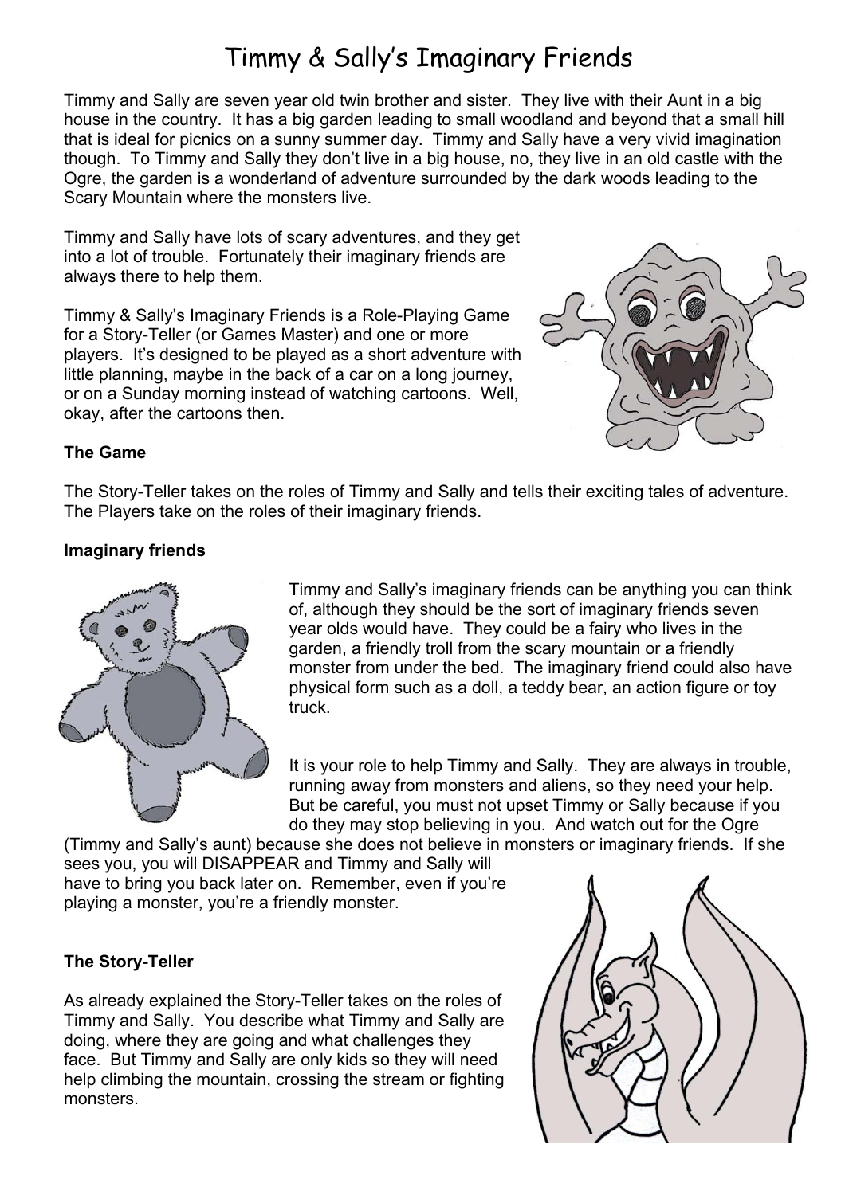# Timmy & Sally's Imaginary Friends

Timmy and Sally are seven year old twin brother and sister. They live with their Aunt in a big house in the country. It has a big garden leading to small woodland and beyond that a small hill that is ideal for picnics on a sunny summer day. Timmy and Sally have a very vivid imagination though. To Timmy and Sally they don't live in a big house, no, they live in an old castle with the Ogre, the garden is a wonderland of adventure surrounded by the dark woods leading to the Scary Mountain where the monsters live.

Timmy and Sally have lots of scary adventures, and they get into a lot of trouble. Fortunately their imaginary friends are always there to help them.

Timmy & Sally's Imaginary Friends is a Role-Playing Game for a Story-Teller (or Games Master) and one or more players. It's designed to be played as a short adventure with little planning, maybe in the back of a car on a long journey, or on a Sunday morning instead of watching cartoons. Well, okay, after the cartoons then.

**The Game**

The Story-Teller takes on the roles of Timmy and Sally and tells their exciting tales of adventure. The Players take on the roles of their imaginary friends.

**Imaginary friends**

Timmy and Sally's imaginary friends can be anything you can think of, although they should be the sort of imaginary friends seven year olds would have. They could be a fairy who lives in the garden, a friendly troll from the scary mountain or a friendly monster from under the bed. The imaginary friend could also have physical form such as a doll, a teddy bear, an action figure or toy truck.

It is your role to help Timmy and Sally. They are always in trouble, running away from monsters and aliens, so they need your help. But be careful, you must not upset Timmy or Sally because if you do they may stop believing in you. And watch out for the Ogre (Timmy and Sally's aunt) because she does not believe in monsters or imaginary friends. If she sees you, you will DISAPPEAR and Timmy and Sally will have to bring you back later on. Remember, even if you're playing a monster, you're a friendly monster.

**The Story-Teller**

As already explained the Story-Teller takes on the roles of Timmy and Sally. You describe what Timmy and Sally are doing, where they are going and what challenges they face. But Timmy and Sally are only kids so they will need help climbing the mountain, crossing the stream or fighting monsters.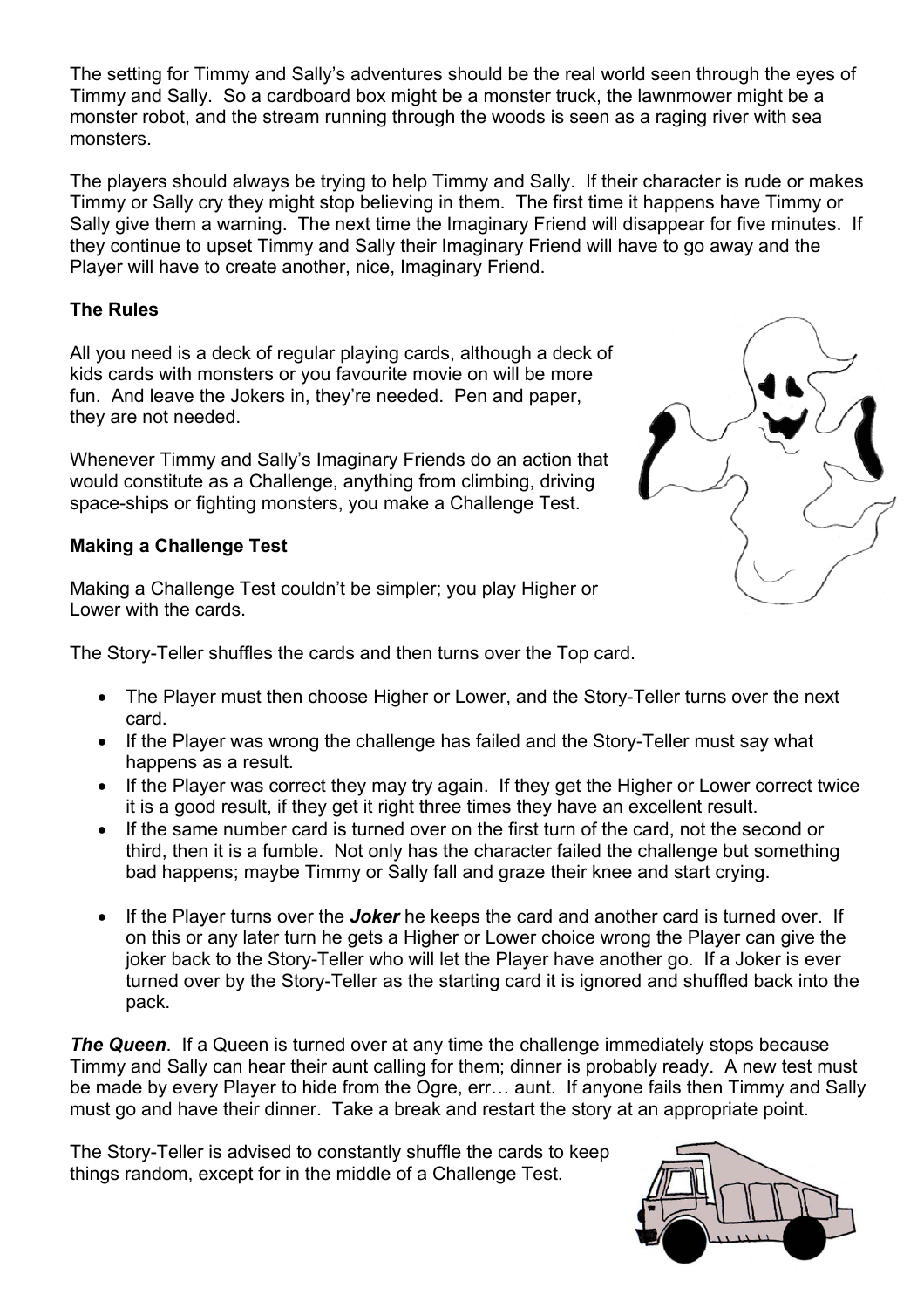The setting for Timmy and Sally's adventures should be the real world seen through the eyes of Timmy and Sally. So a cardboard box might be a monster truck, the lawnmower might be a monster robot, and the stream running through the woods is seen as a raging river with sea monsters.

The players should always be trying to help Timmy and Sally. If their character is rude or makes Timmy or Sally cry they might stop believing in them. The first time it happens have Timmy or Sally give them a warning. The next time the Imaginary Friend will disappear for five minutes. If they continue to upset Timmy and Sally their Imaginary Friend will have to go away and the Player will have to create another, nice, Imaginary Friend.

**The Rules**

All you need is a deck of regular playing cards, although a deck of kids cards with monsters or you favourite movie on will be more fun. And leave the Jokers in, they're needed. Pen and paper, they are not needed.

Whenever Timmy and Sally's Imaginary Friends do an action that would constitute as a Challenge, anything from climbing, driving space-ships or fighting monsters, you make a Challenge Test.

**Making a Challenge Test**

Making a Challenge Test couldn't be simpler; you play Higher or Lower with the cards.

The Story-Teller shuffles the cards and then turns over the Top card.

- The Player must then choose Higher or Lower, and the Story-Teller turns over the next card.
- If the Player was wrong the challenge has failed and the Story-Teller must say what happens as a result.
- If the Player was correct they may try again. If they get the Higher or Lower correct twice it is a good result, if they get it right three times they have an excellent result.
- If the same number card is turned over on the first turn of the card, not the second or third, then it is a fumble. Not only has the character failed the challenge but something bad happens; maybe Timmy or Sally fall and graze their knee and start crying.
- If the Player turns over the ***Joker*** he keeps the card and another card is turned over. If on this or any later turn he gets a Higher or Lower choice wrong the Player can give the joker back to the Story-Teller who will let the Player have another go. If a Joker is ever turned over by the Story-Teller as the starting card it is ignored and shuffled back into the pack.

***The Queen***. If a Queen is turned over at any time the challenge immediately stops because Timmy and Sally can hear their aunt calling for them; dinner is probably ready. A new test must be made by every Player to hide from the Ogre, err… aunt. If anyone fails then Timmy and Sally must go and have their dinner. Take a break and restart the story at an appropriate point.

The Story-Teller is advised to constantly shuffle the cards to keep things random, except for in the middle of a Challenge Test.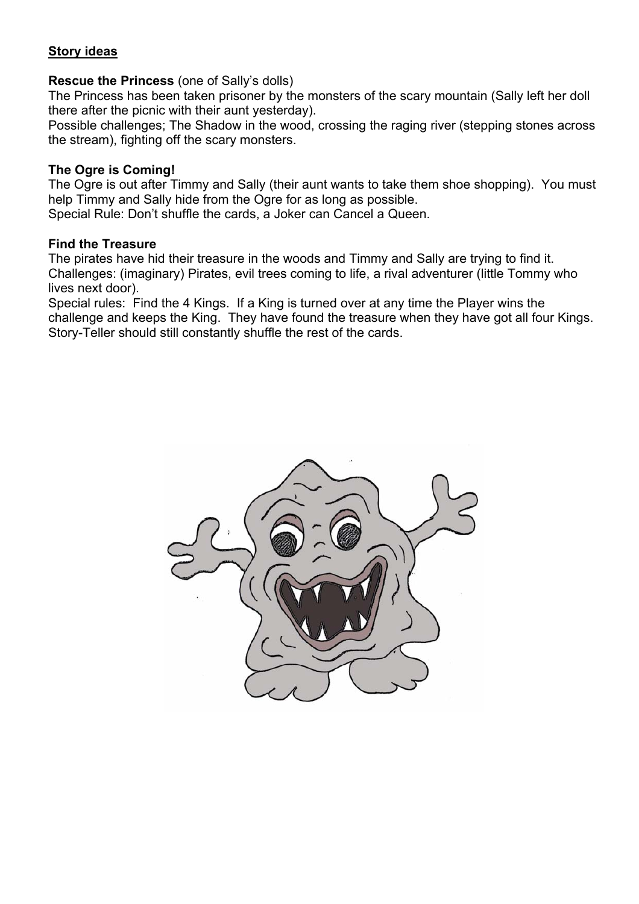## Story ideas

**Rescue the Princess** (one of Sally's dolls)

The Princess has been taken prisoner by the monsters of the scary mountain (Sally left her doll there after the picnic with their aunt yesterday).

Possible challenges; The Shadow in the wood, crossing the raging river (stepping stones across the stream), fighting off the scary monsters.

**The Ogre is Coming!**

The Ogre is out after Timmy and Sally (their aunt wants to take them shoe shopping). You must help Timmy and Sally hide from the Ogre for as long as possible.

Special Rule: Don't shuffle the cards, a Joker can Cancel a Queen.

**Find the Treasure**

The pirates have hid their treasure in the woods and Timmy and Sally are trying to find it.

Challenges: (imaginary) Pirates, evil trees coming to life, a rival adventurer (little Tommy who lives next door).

Special rules: Find the 4 Kings. If a King is turned over at any time the Player wins the challenge and keeps the King. They have found the treasure when they have got all four Kings. Story-Teller should still constantly shuffle the rest of the cards.